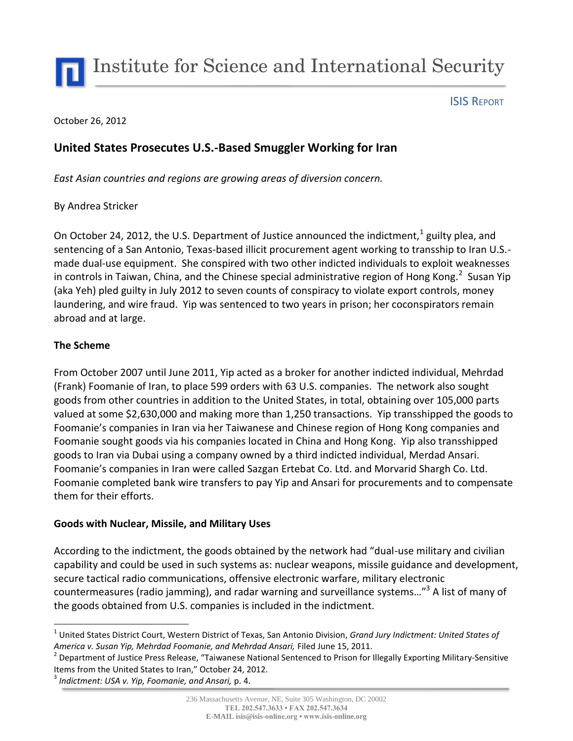Institute for Science and International Security

ISIS REPORT

October 26, 2012

## United States Prosecutes U.S.-Based Smuggler Working for Iran

*East Asian countries and regions are growing areas of diversion concern.*

By Andrea Stricker

On October 24, 2012, the U.S. Department of Justice announced the indictment,[1] guilty plea, and sentencing of a San Antonio, Texas-based illicit procurement agent working to transship to Iran U.S.-made dual-use equipment. She conspired with two other indicted individuals to exploit weaknesses in controls in Taiwan, China, and the Chinese special administrative region of Hong Kong.[2] Susan Yip (aka Yeh) pled guilty in July 2012 to seven counts of conspiracy to violate export controls, money laundering, and wire fraud. Yip was sentenced to two years in prison; her coconspirators remain abroad and at large.

### The Scheme

From October 2007 until June 2011, Yip acted as a broker for another indicted individual, Mehrdad (Frank) Foomanie of Iran, to place 599 orders with 63 U.S. companies. The network also sought goods from other countries in addition to the United States, in total, obtaining over 105,000 parts valued at some $2,630,000 and making more than 1,250 transactions. Yip transshipped the goods to Foomanie's companies in Iran via her Taiwanese and Chinese region of Hong Kong companies and Foomanie sought goods via his companies located in China and Hong Kong. Yip also transshipped goods to Iran via Dubai using a company owned by a third indicted individual, Merdad Ansari. Foomanie's companies in Iran were called Sazgan Ertebat Co. Ltd. and Morvarid Shargh Co. Ltd. Foomanie completed bank wire transfers to pay Yip and Ansari for procurements and to compensate them for their efforts.

### Goods with Nuclear, Missile, and Military Uses

According to the indictment, the goods obtained by the network had "dual-use military and civilian capability and could be used in such systems as: nuclear weapons, missile guidance and development, secure tactical radio communications, offensive electronic warfare, military electronic countermeasures (radio jamming), and radar warning and surveillance systems…"[3] A list of many of the goods obtained from U.S. companies is included in the indictment.

---

[1] United States District Court, Western District of Texas, San Antonio Division, *Grand Jury Indictment: United States of America v. Susan Yip, Mehrdad Foomanie, and Mehrdad Ansari,* Filed June 15, 2011.

[2] Department of Justice Press Release, "Taiwanese National Sentenced to Prison for Illegally Exporting Military-Sensitive Items from the United States to Iran," October 24, 2012.

[3] *Indictment: USA v. Yip, Foomanie, and Ansari,* p. 4.

236 Massachusetts Avenue, NE, Suite 305 Washington, DC 20002
**TEL 202.547.3633 • FAX 202.547.3634**
**E-MAIL isis@isis-online.org • www.isis-online.org**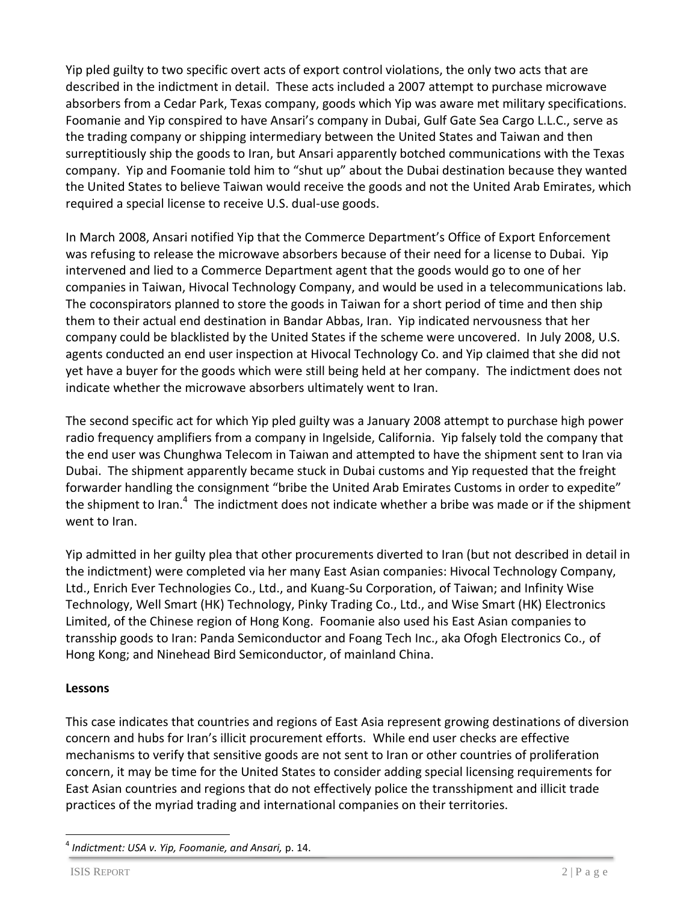Yip pled guilty to two specific overt acts of export control violations, the only two acts that are described in the indictment in detail. These acts included a 2007 attempt to purchase microwave absorbers from a Cedar Park, Texas company, goods which Yip was aware met military specifications. Foomanie and Yip conspired to have Ansari's company in Dubai, Gulf Gate Sea Cargo L.L.C., serve as the trading company or shipping intermediary between the United States and Taiwan and then surreptitiously ship the goods to Iran, but Ansari apparently botched communications with the Texas company. Yip and Foomanie told him to "shut up" about the Dubai destination because they wanted the United States to believe Taiwan would receive the goods and not the United Arab Emirates, which required a special license to receive U.S. dual-use goods.

In March 2008, Ansari notified Yip that the Commerce Department's Office of Export Enforcement was refusing to release the microwave absorbers because of their need for a license to Dubai. Yip intervened and lied to a Commerce Department agent that the goods would go to one of her companies in Taiwan, Hivocal Technology Company, and would be used in a telecommunications lab. The coconspirators planned to store the goods in Taiwan for a short period of time and then ship them to their actual end destination in Bandar Abbas, Iran. Yip indicated nervousness that her company could be blacklisted by the United States if the scheme were uncovered. In July 2008, U.S. agents conducted an end user inspection at Hivocal Technology Co. and Yip claimed that she did not yet have a buyer for the goods which were still being held at her company. The indictment does not indicate whether the microwave absorbers ultimately went to Iran.

The second specific act for which Yip pled guilty was a January 2008 attempt to purchase high power radio frequency amplifiers from a company in Ingelside, California. Yip falsely told the company that the end user was Chunghwa Telecom in Taiwan and attempted to have the shipment sent to Iran via Dubai. The shipment apparently became stuck in Dubai customs and Yip requested that the freight forwarder handling the consignment "bribe the United Arab Emirates Customs in order to expedite" the shipment to Iran.[4] The indictment does not indicate whether a bribe was made or if the shipment went to Iran.

Yip admitted in her guilty plea that other procurements diverted to Iran (but not described in detail in the indictment) were completed via her many East Asian companies: Hivocal Technology Company, Ltd., Enrich Ever Technologies Co., Ltd., and Kuang-Su Corporation, of Taiwan; and Infinity Wise Technology, Well Smart (HK) Technology, Pinky Trading Co., Ltd., and Wise Smart (HK) Electronics Limited, of the Chinese region of Hong Kong. Foomanie also used his East Asian companies to transship goods to Iran: Panda Semiconductor and Foang Tech Inc., aka Ofogh Electronics Co., of Hong Kong; and Ninehead Bird Semiconductor, of mainland China.

**Lessons**

This case indicates that countries and regions of East Asia represent growing destinations of diversion concern and hubs for Iran's illicit procurement efforts. While end user checks are effective mechanisms to verify that sensitive goods are not sent to Iran or other countries of proliferation concern, it may be time for the United States to consider adding special licensing requirements for East Asian countries and regions that do not effectively police the transshipment and illicit trade practices of the myriad trading and international companies on their territories.

[4] *Indictment: USA v. Yip, Foomanie, and Ansari,* p. 14.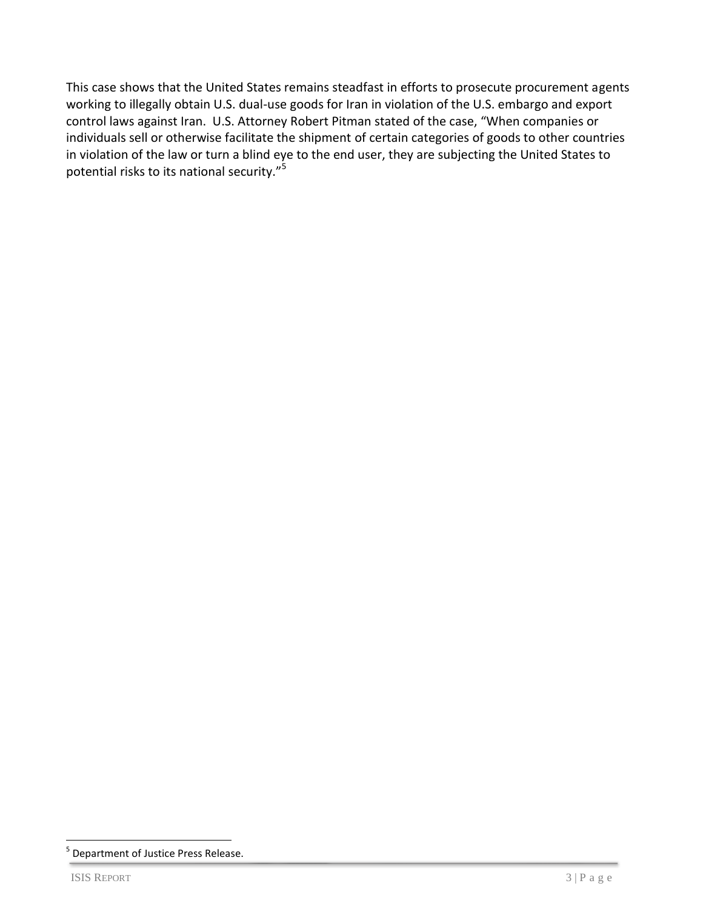This case shows that the United States remains steadfast in efforts to prosecute procurement agents working to illegally obtain U.S. dual-use goods for Iran in violation of the U.S. embargo and export control laws against Iran. U.S. Attorney Robert Pitman stated of the case, "When companies or individuals sell or otherwise facilitate the shipment of certain categories of goods to other countries in violation of the law or turn a blind eye to the end user, they are subjecting the United States to potential risks to its national security."[5]

[5] Department of Justice Press Release.